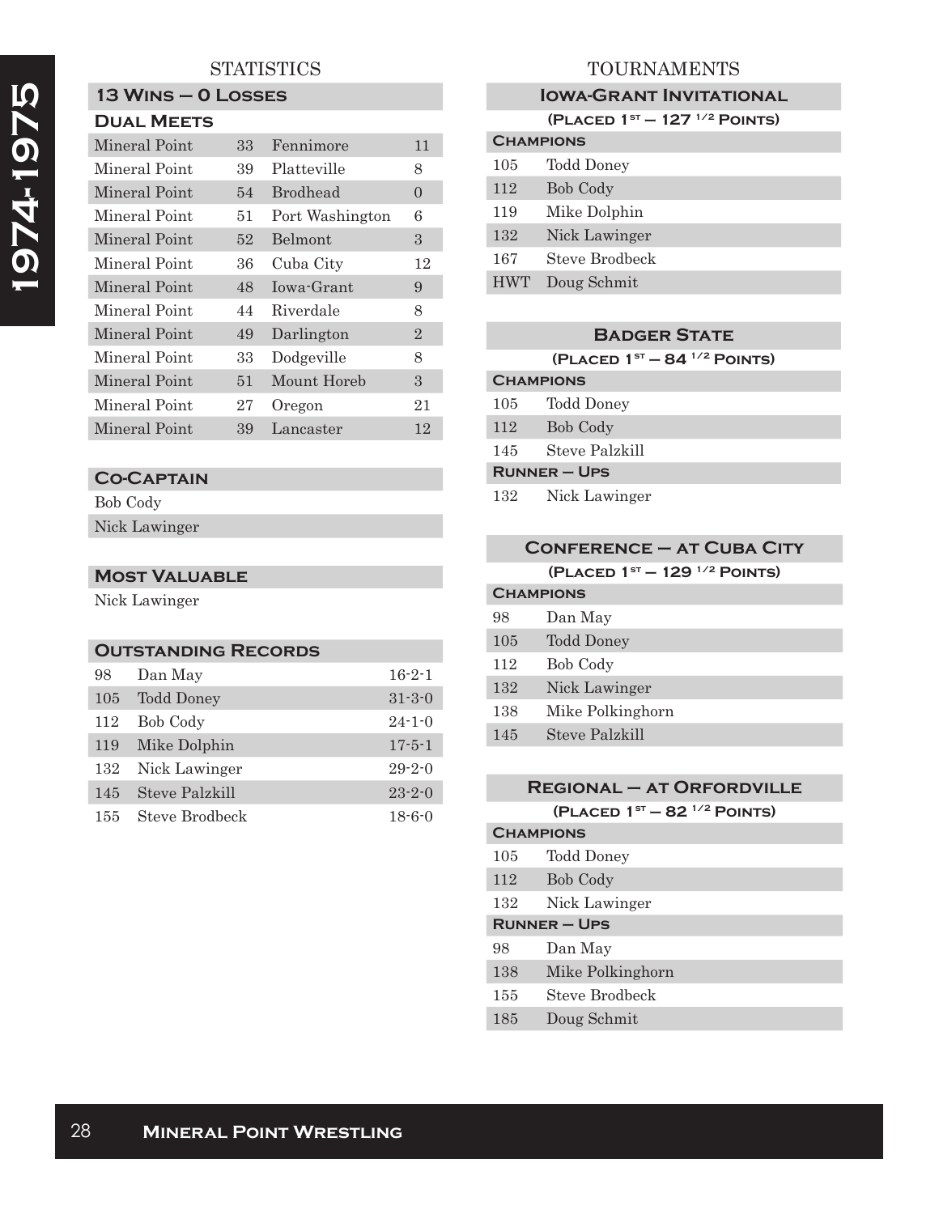# 1974-1975

## STATISTICS

### 13 Wins – 0 Losses

**Dual Meets**

| | | | |
|---|---|---|---|
| Mineral Point | 33 | Fennimore | 11 |
| Mineral Point | 39 | Platteville | 8 |
| Mineral Point | 54 | Brodhead | 0 |
| Mineral Point | 51 | Port Washington | 6 |
| Mineral Point | 52 | Belmont | 3 |
| Mineral Point | 36 | Cuba City | 12 |
| Mineral Point | 48 | Iowa-Grant | 9 |
| Mineral Point | 44 | Riverdale | 8 |
| Mineral Point | 49 | Darlington | 2 |
| Mineral Point | 33 | Dodgeville | 8 |
| Mineral Point | 51 | Mount Horeb | 3 |
| Mineral Point | 27 | Oregon | 21 |
| Mineral Point | 39 | Lancaster | 12 |

### Co-Captain

Bob Cody

Nick Lawinger

### Most Valuable

Nick Lawinger

### Outstanding Records

| | | |
|---|---|---|
| 98 | Dan May | 16-2-1 |
| 105 | Todd Doney | 31-3-0 |
| 112 | Bob Cody | 24-1-0 |
| 119 | Mike Dolphin | 17-5-1 |
| 132 | Nick Lawinger | 29-2-0 |
| 145 | Steve Palzkill | 23-2-0 |
| 155 | Steve Brodbeck | 18-6-0 |

## TOURNAMENTS

### Iowa-Grant Invitational

**(Placed 1st – 127 1/2 Points)**

**Champions**

| | |
|---|---|
| 105 | Todd Doney |
| 112 | Bob Cody |
| 119 | Mike Dolphin |
| 132 | Nick Lawinger |
| 167 | Steve Brodbeck |
| HWT | Doug Schmit |

### Badger State

**(Placed 1st – 84 1/2 Points)**

**Champions**

| | |
|---|---|
| 105 | Todd Doney |
| 112 | Bob Cody |
| 145 | Steve Palzkill |

**Runner – Ups**

| | |
|---|---|
| 132 | Nick Lawinger |

### Conference – at Cuba City

**(Placed 1st – 129 1/2 Points)**

**Champions**

| | |
|---|---|
| 98 | Dan May |
| 105 | Todd Doney |
| 112 | Bob Cody |
| 132 | Nick Lawinger |
| 138 | Mike Polkinghorn |
| 145 | Steve Palzkill |

### Regional – at Orfordville

**(Placed 1st – 82 1/2 Points)**

**Champions**

| | |
|---|---|
| 105 | Todd Doney |
| 112 | Bob Cody |
| 132 | Nick Lawinger |

**Runner – Ups**

| | |
|---|---|
| 98 | Dan May |
| 138 | Mike Polkinghorn |
| 155 | Steve Brodbeck |
| 185 | Doug Schmit |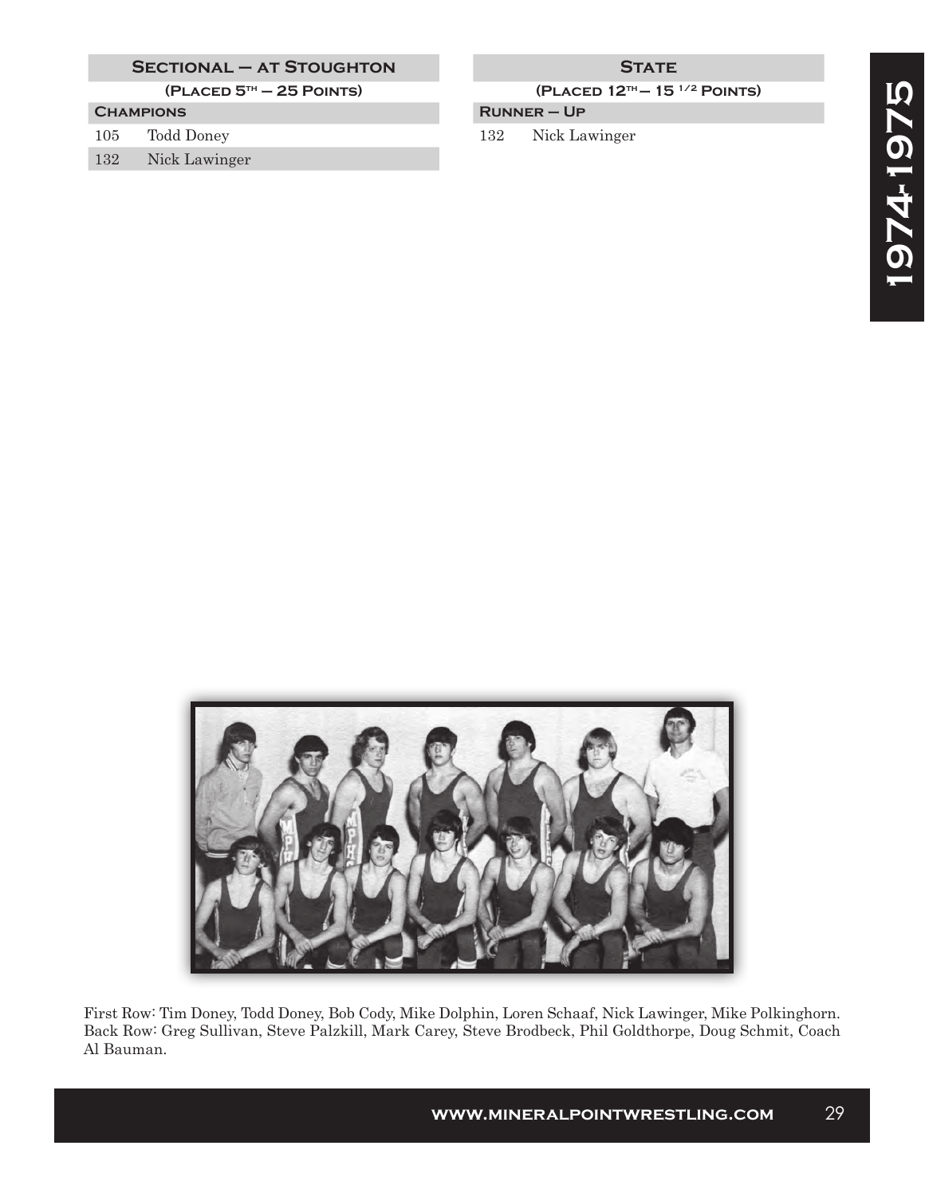## Sectional – at Stoughton

(Placed 5th – 25 Points)

| Champions | |
|---|---|
| 105 | Todd Doney |
| 132 | Nick Lawinger |

## State

(Placed 12th – 15 1/2 Points)

| Runner – Up | |
|---|---|
| 132 | Nick Lawinger |

1974-1975

First Row: Tim Doney, Todd Doney, Bob Cody, Mike Dolphin, Loren Schaaf, Nick Lawinger, Mike Polkinghorn. Back Row: Greg Sullivan, Steve Palzkill, Mark Carey, Steve Brodbeck, Phil Goldthorpe, Doug Schmit, Coach Al Bauman.